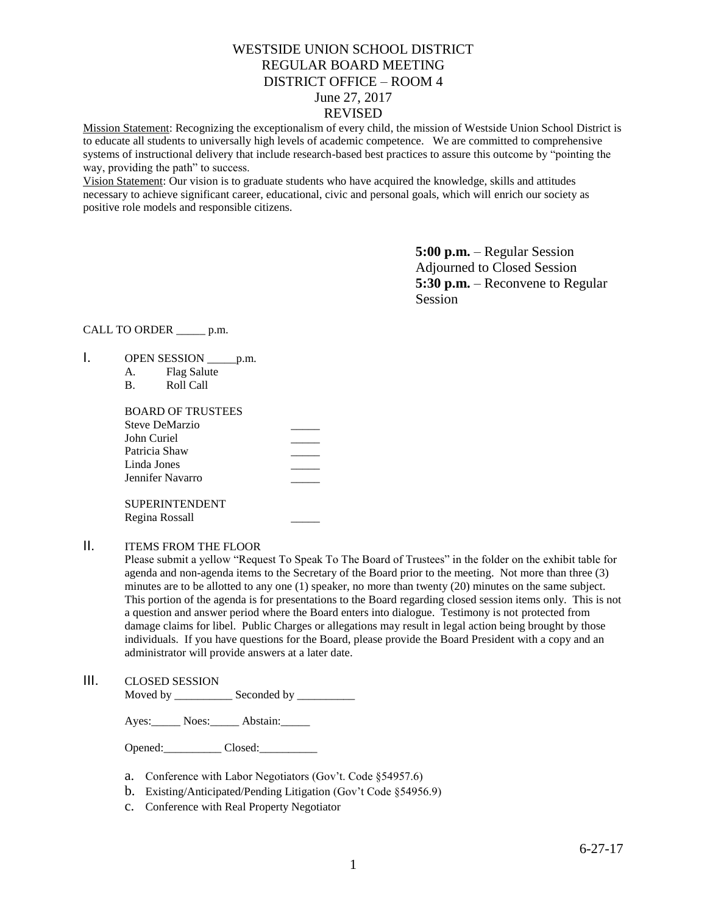# WESTSIDE UNION SCHOOL DISTRICT
## REGULAR BOARD MEETING
## DISTRICT OFFICE – ROOM 4
## June 27, 2017
## REVISED

Mission Statement: Recognizing the exceptionalism of every child, the mission of Westside Union School District is to educate all students to universally high levels of academic competence. We are committed to comprehensive systems of instructional delivery that include research-based best practices to assure this outcome by "pointing the way, providing the path" to success.

Vision Statement: Our vision is to graduate students who have acquired the knowledge, skills and attitudes necessary to achieve significant career, educational, civic and personal goals, which will enrich our society as positive role models and responsible citizens.

**5:00 p.m.** – Regular Session Adjourned to Closed Session
**5:30 p.m.** – Reconvene to Regular Session

CALL TO ORDER _____ p.m.

I. OPEN SESSION _____p.m.
   A. Flag Salute
   B. Roll Call

   BOARD OF TRUSTEES

   | | |
   |---|---|
   | Steve DeMarzio | _____ |
   | John Curiel | _____ |
   | Patricia Shaw | _____ |
   | Linda Jones | _____ |
   | Jennifer Navarro | _____ |

   SUPERINTENDENT

   | | |
   |---|---|
   | Regina Rossall | _____ |

II. ITEMS FROM THE FLOOR

Please submit a yellow "Request To Speak To The Board of Trustees" in the folder on the exhibit table for agenda and non-agenda items to the Secretary of the Board prior to the meeting. Not more than three (3) minutes are to be allotted to any one (1) speaker, no more than twenty (20) minutes on the same subject. This portion of the agenda is for presentations to the Board regarding closed session items only. This is not a question and answer period where the Board enters into dialogue. Testimony is not protected from damage claims for libel. Public Charges or allegations may result in legal action being brought by those individuals. If you have questions for the Board, please provide the Board President with a copy and an administrator will provide answers at a later date.

III. CLOSED SESSION

Moved by __________ Seconded by __________

Ayes:_____ Noes:_____ Abstain:_____

Opened:__________ Closed:__________

a. Conference with Labor Negotiators (Gov't. Code §54957.6)
b. Existing/Anticipated/Pending Litigation (Gov't Code §54956.9)
c. Conference with Real Property Negotiator

6-27-17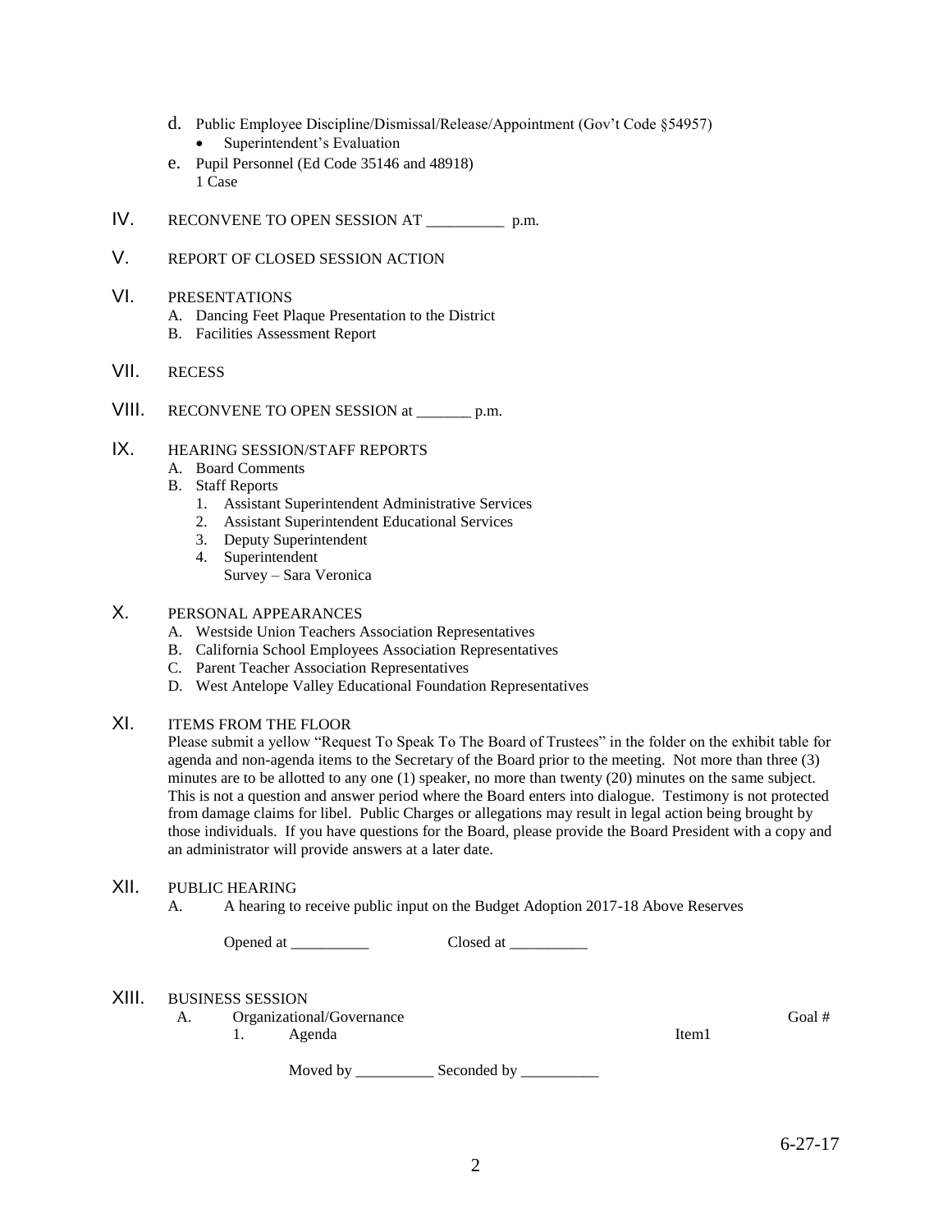d. Public Employee Discipline/Dismissal/Release/Appointment (Gov't Code §54957)
   - Superintendent's Evaluation

e. Pupil Personnel (Ed Code 35146 and 48918)
   1 Case

IV. RECONVENE TO OPEN SESSION AT __________ p.m.

V. REPORT OF CLOSED SESSION ACTION

VI. PRESENTATIONS
   A. Dancing Feet Plaque Presentation to the District
   B. Facilities Assessment Report

VII. RECESS

VIII. RECONVENE TO OPEN SESSION at _______ p.m.

IX. HEARING SESSION/STAFF REPORTS
   A. Board Comments
   B. Staff Reports
      1. Assistant Superintendent Administrative Services
      2. Assistant Superintendent Educational Services
      3. Deputy Superintendent
      4. Superintendent
         Survey – Sara Veronica

X. PERSONAL APPEARANCES
   A. Westside Union Teachers Association Representatives
   B. California School Employees Association Representatives
   C. Parent Teacher Association Representatives
   D. West Antelope Valley Educational Foundation Representatives

XI. ITEMS FROM THE FLOOR

Please submit a yellow "Request To Speak To The Board of Trustees" in the folder on the exhibit table for agenda and non-agenda items to the Secretary of the Board prior to the meeting. Not more than three (3) minutes are to be allotted to any one (1) speaker, no more than twenty (20) minutes on the same subject. This is not a question and answer period where the Board enters into dialogue. Testimony is not protected from damage claims for libel. Public Charges or allegations may result in legal action being brought by those individuals. If you have questions for the Board, please provide the Board President with a copy and an administrator will provide answers at a later date.

XII. PUBLIC HEARING
   A. A hearing to receive public input on the Budget Adoption 2017-18 Above Reserves

   Opened at __________ Closed at __________

XIII. BUSINESS SESSION
   A. Organizational/Governance — Goal #
      1. Agenda — Item1

      Moved by __________ Seconded by __________

6-27-17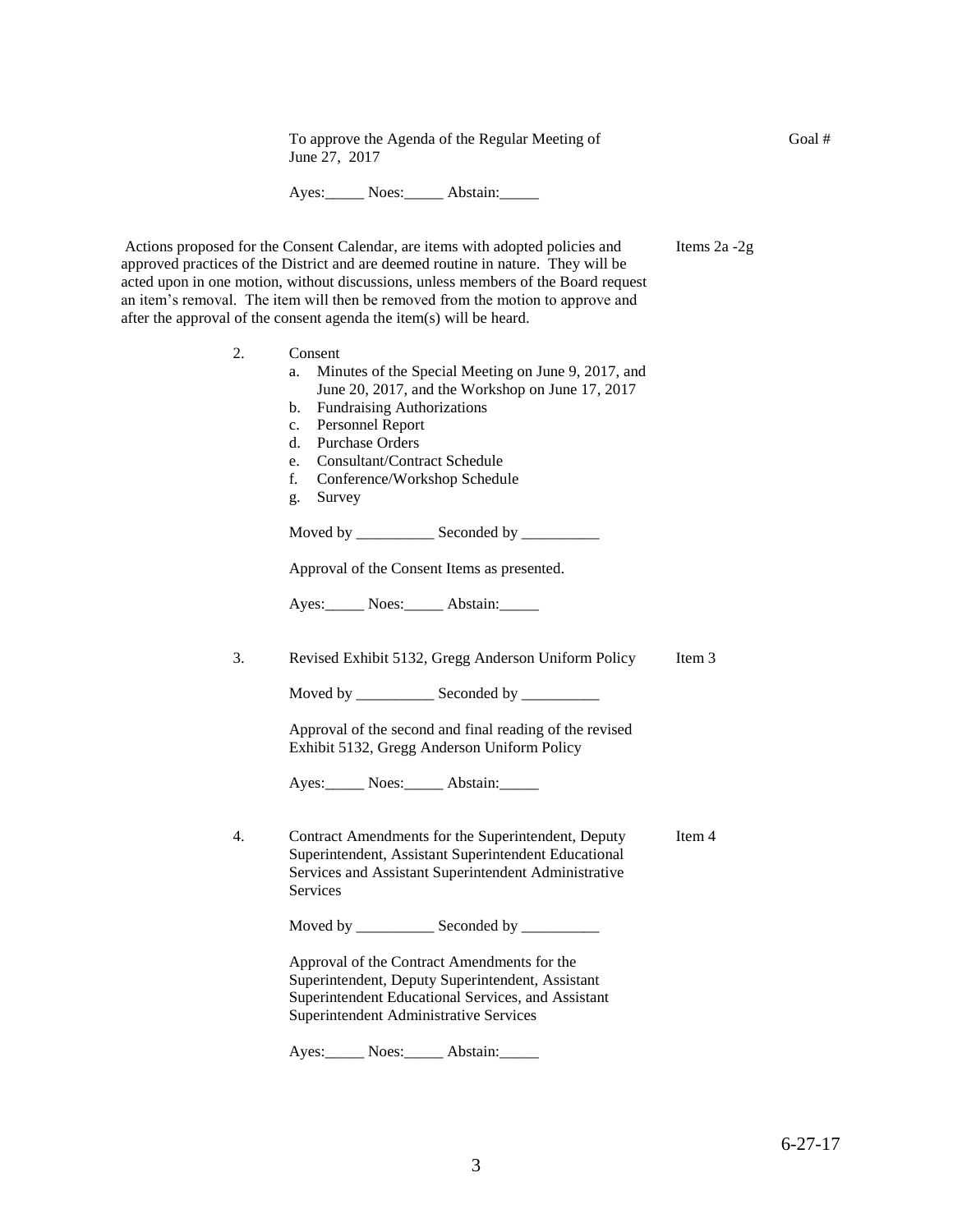To approve the Agenda of the Regular Meeting of June 27, 2017 — Goal #

Ayes:_____ Noes:_____ Abstain:_____

Actions proposed for the Consent Calendar, are items with adopted policies and approved practices of the District and are deemed routine in nature. They will be acted upon in one motion, without discussions, unless members of the Board request an item's removal. The item will then be removed from the motion to approve and after the approval of the consent agenda the item(s) will be heard. — Items 2a -2g

2. Consent
   a. Minutes of the Special Meeting on June 9, 2017, and June 20, 2017, and the Workshop on June 17, 2017
   b. Fundraising Authorizations
   c. Personnel Report
   d. Purchase Orders
   e. Consultant/Contract Schedule
   f. Conference/Workshop Schedule
   g. Survey

   Moved by __________ Seconded by __________

   Approval of the Consent Items as presented.

   Ayes:_____ Noes:_____ Abstain:_____

3. Revised Exhibit 5132, Gregg Anderson Uniform Policy — Item 3

   Moved by __________ Seconded by __________

   Approval of the second and final reading of the revised Exhibit 5132, Gregg Anderson Uniform Policy

   Ayes:_____ Noes:_____ Abstain:_____

4. Contract Amendments for the Superintendent, Deputy Superintendent, Assistant Superintendent Educational Services and Assistant Superintendent Administrative Services — Item 4

   Moved by __________ Seconded by __________

   Approval of the Contract Amendments for the Superintendent, Deputy Superintendent, Assistant Superintendent Educational Services, and Assistant Superintendent Administrative Services

   Ayes:_____ Noes:_____ Abstain:_____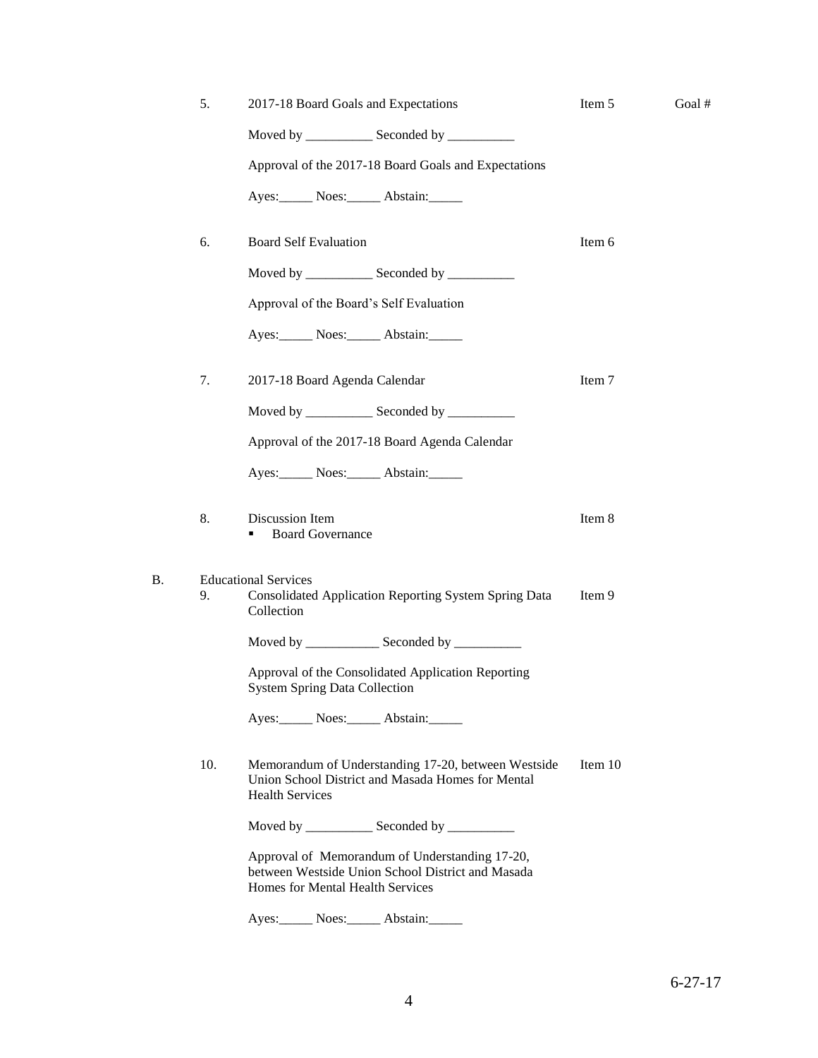5. 2017-18 Board Goals and Expectations — Item 5 — Goal #

   Moved by __________ Seconded by __________

   Approval of the 2017-18 Board Goals and Expectations

   Ayes:_____ Noes:_____ Abstain:_____

6. Board Self Evaluation — Item 6

   Moved by __________ Seconded by __________

   Approval of the Board's Self Evaluation

   Ayes:_____ Noes:_____ Abstain:_____

7. 2017-18 Board Agenda Calendar — Item 7

   Moved by __________ Seconded by __________

   Approval of the 2017-18 Board Agenda Calendar

   Ayes:_____ Noes:_____ Abstain:_____

8. Discussion Item — Item 8
   - Board Governance

B. Educational Services

9. Consolidated Application Reporting System Spring Data Collection — Item 9

   Moved by ___________ Seconded by __________

   Approval of the Consolidated Application Reporting System Spring Data Collection

   Ayes:_____ Noes:_____ Abstain:_____

10. Memorandum of Understanding 17-20, between Westside Union School District and Masada Homes for Mental Health Services — Item 10

    Moved by __________ Seconded by __________

    Approval of Memorandum of Understanding 17-20, between Westside Union School District and Masada Homes for Mental Health Services

    Ayes:_____ Noes:_____ Abstain:_____

6-27-17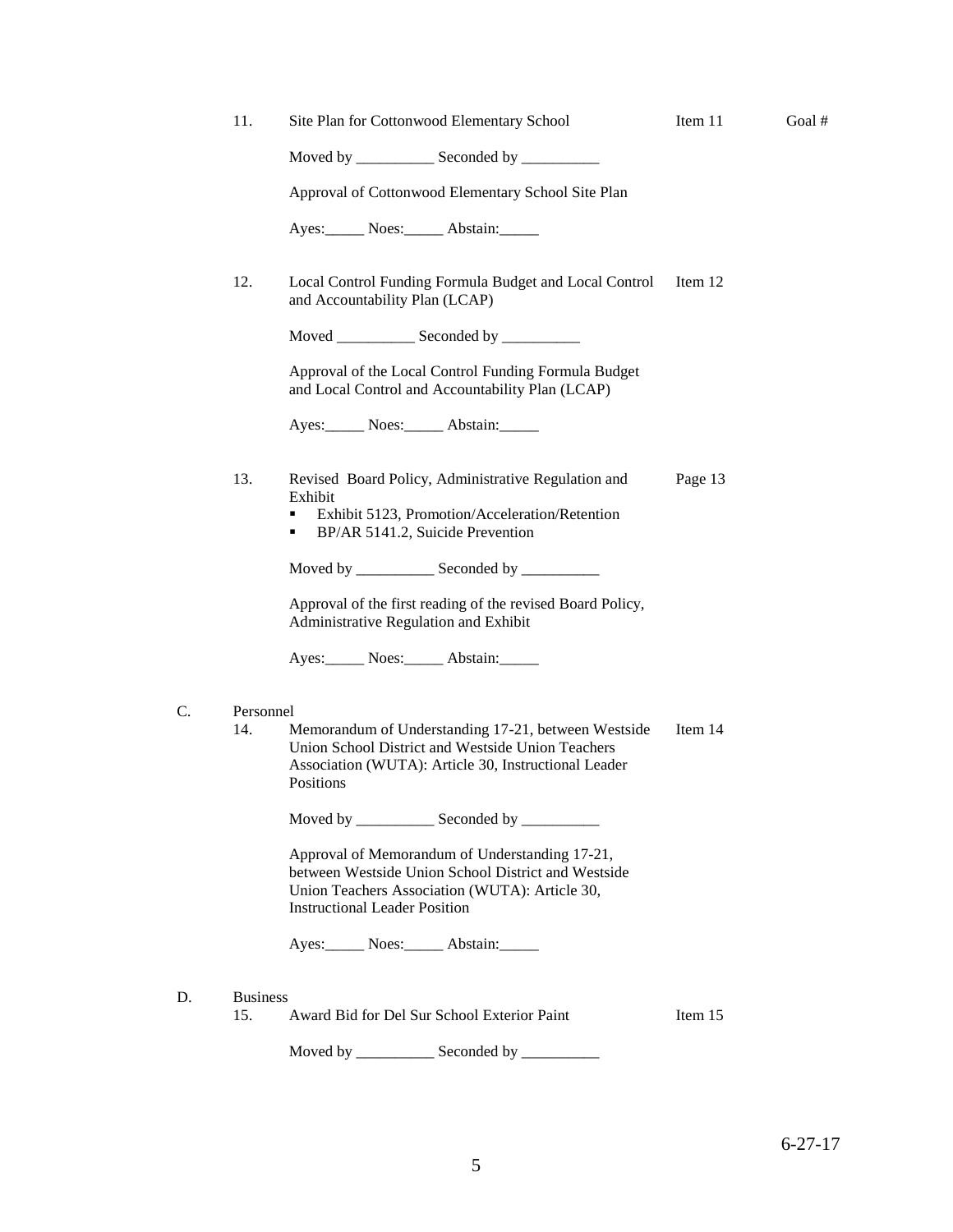11. Site Plan for Cottonwood Elementary School — Item 11 — Goal #

    Moved by __________ Seconded by __________

    Approval of Cottonwood Elementary School Site Plan

    Ayes:_____ Noes:_____ Abstain:_____

12. Local Control Funding Formula Budget and Local Control and Accountability Plan (LCAP) — Item 12

    Moved __________ Seconded by __________

    Approval of the Local Control Funding Formula Budget and Local Control and Accountability Plan (LCAP)

    Ayes:_____ Noes:_____ Abstain:_____

13. Revised Board Policy, Administrative Regulation and Exhibit — Page 13
    - Exhibit 5123, Promotion/Acceleration/Retention
    - BP/AR 5141.2, Suicide Prevention

    Moved by __________ Seconded by __________

    Approval of the first reading of the revised Board Policy, Administrative Regulation and Exhibit

    Ayes:_____ Noes:_____ Abstain:_____

C. Personnel

14. Memorandum of Understanding 17-21, between Westside Union School District and Westside Union Teachers Association (WUTA): Article 30, Instructional Leader Positions — Item 14

    Moved by __________ Seconded by __________

    Approval of Memorandum of Understanding 17-21, between Westside Union School District and Westside Union Teachers Association (WUTA): Article 30, Instructional Leader Position

    Ayes:_____ Noes:_____ Abstain:_____

D. Business

15. Award Bid for Del Sur School Exterior Paint — Item 15

    Moved by __________ Seconded by __________

6-27-17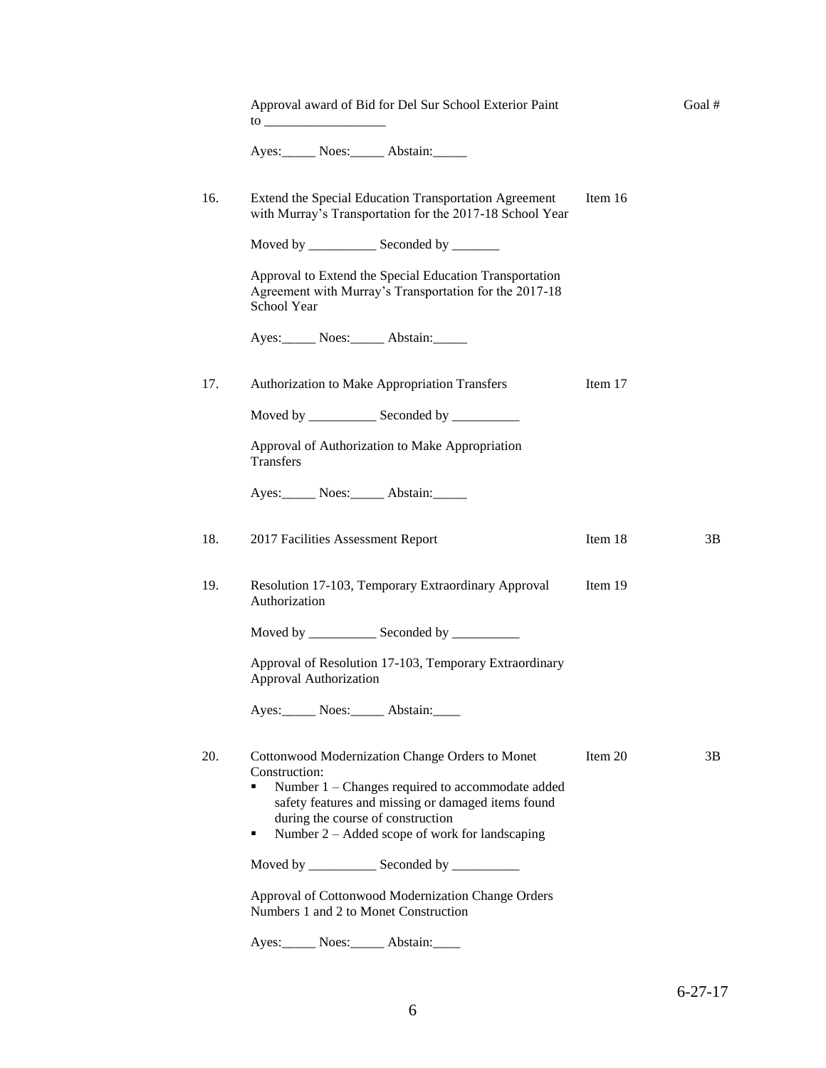Approval award of Bid for Del Sur School Exterior Paint to __________________ | Goal #

Ayes:_____ Noes:_____ Abstain:_____

16. Extend the Special Education Transportation Agreement with Murray's Transportation for the 2017-18 School Year — Item 16

Moved by __________ Seconded by _______

Approval to Extend the Special Education Transportation Agreement with Murray's Transportation for the 2017-18 School Year

Ayes:_____ Noes:_____ Abstain:_____

17. Authorization to Make Appropriation Transfers — Item 17

Moved by __________ Seconded by __________

Approval of Authorization to Make Appropriation Transfers

Ayes:_____ Noes:_____ Abstain:_____

18. 2017 Facilities Assessment Report — Item 18 — 3B

19. Resolution 17-103, Temporary Extraordinary Approval Authorization — Item 19

Moved by __________ Seconded by __________

Approval of Resolution 17-103, Temporary Extraordinary Approval Authorization

Ayes:_____ Noes:_____ Abstain:____

20. Cottonwood Modernization Change Orders to Monet Construction: — Item 20 — 3B

- Number 1 – Changes required to accommodate added safety features and missing or damaged items found during the course of construction
- Number 2 – Added scope of work for landscaping

Moved by __________ Seconded by __________

Approval of Cottonwood Modernization Change Orders Numbers 1 and 2 to Monet Construction

Ayes:_____ Noes:_____ Abstain:____

6-27-17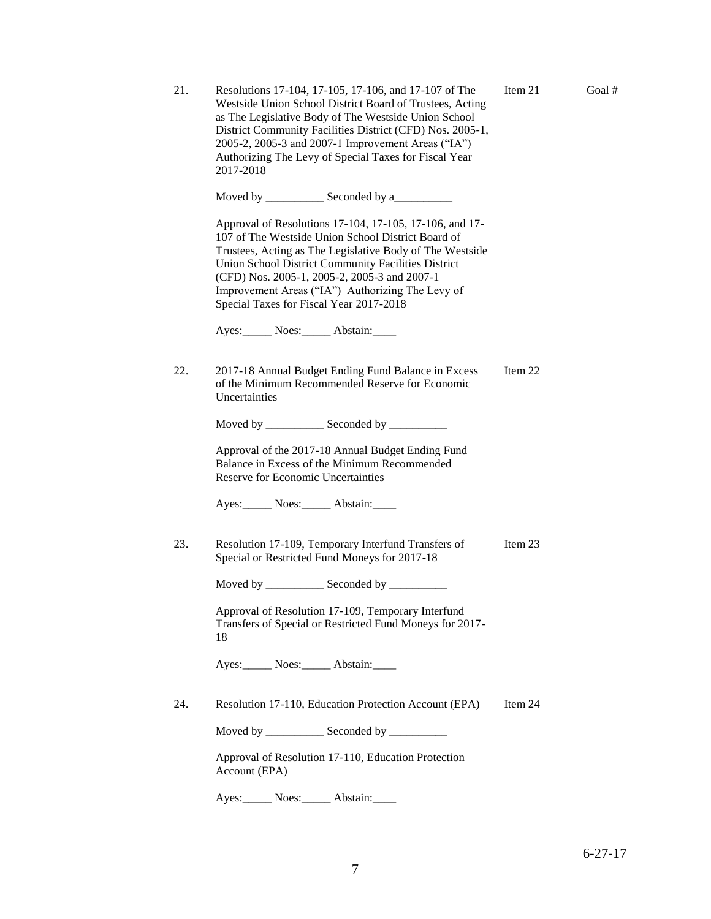21. Resolutions 17-104, 17-105, 17-106, and 17-107 of The Westside Union School District Board of Trustees, Acting as The Legislative Body of The Westside Union School District Community Facilities District (CFD) Nos. 2005-1, 2005-2, 2005-3 and 2007-1 Improvement Areas ("IA") Authorizing The Levy of Special Taxes for Fiscal Year 2017-2018 — Item 21 — Goal #

    Moved by __________ Seconded by a__________

    Approval of Resolutions 17-104, 17-105, 17-106, and 17-107 of The Westside Union School District Board of Trustees, Acting as The Legislative Body of The Westside Union School District Community Facilities District (CFD) Nos. 2005-1, 2005-2, 2005-3 and 2007-1 Improvement Areas ("IA") Authorizing The Levy of Special Taxes for Fiscal Year 2017-2018

    Ayes:_____ Noes:_____ Abstain:____

22. 2017-18 Annual Budget Ending Fund Balance in Excess of the Minimum Recommended Reserve for Economic Uncertainties — Item 22

    Moved by __________ Seconded by __________

    Approval of the 2017-18 Annual Budget Ending Fund Balance in Excess of the Minimum Recommended Reserve for Economic Uncertainties

    Ayes:_____ Noes:_____ Abstain:____

23. Resolution 17-109, Temporary Interfund Transfers of Special or Restricted Fund Moneys for 2017-18 — Item 23

    Moved by __________ Seconded by __________

    Approval of Resolution 17-109, Temporary Interfund Transfers of Special or Restricted Fund Moneys for 2017-18

    Ayes:_____ Noes:_____ Abstain:____

24. Resolution 17-110, Education Protection Account (EPA) — Item 24

    Moved by __________ Seconded by __________

    Approval of Resolution 17-110, Education Protection Account (EPA)

    Ayes:_____ Noes:_____ Abstain:____

6-27-17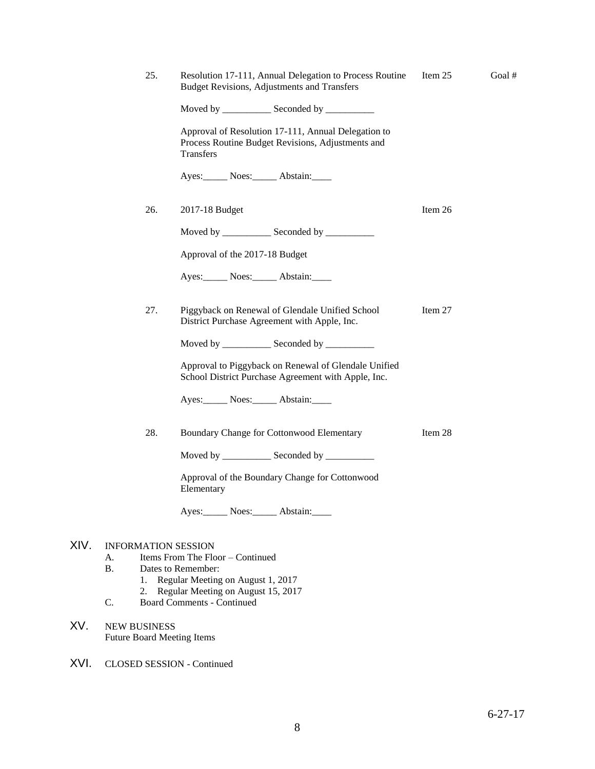25. Resolution 17-111, Annual Delegation to Process Routine Budget Revisions, Adjustments and Transfers — Item 25 — Goal #

 Moved by __________ Seconded by __________

 Approval of Resolution 17-111, Annual Delegation to Process Routine Budget Revisions, Adjustments and Transfers

 Ayes:_____ Noes:_____ Abstain:____

26. 2017-18 Budget — Item 26

 Moved by __________ Seconded by __________

 Approval of the 2017-18 Budget

 Ayes:_____ Noes:_____ Abstain:____

27. Piggyback on Renewal of Glendale Unified School District Purchase Agreement with Apple, Inc. — Item 27

 Moved by __________ Seconded by __________

 Approval to Piggyback on Renewal of Glendale Unified School District Purchase Agreement with Apple, Inc.

 Ayes:_____ Noes:_____ Abstain:____

28. Boundary Change for Cottonwood Elementary — Item 28

 Moved by __________ Seconded by __________

 Approval of the Boundary Change for Cottonwood Elementary

 Ayes:_____ Noes:_____ Abstain:____

## XIV. INFORMATION SESSION

A. Items From The Floor – Continued

B. Dates to Remember:
 1. Regular Meeting on August 1, 2017
 2. Regular Meeting on August 15, 2017

C. Board Comments - Continued

## XV. NEW BUSINESS

Future Board Meeting Items

## XVI. CLOSED SESSION - Continued

6-27-17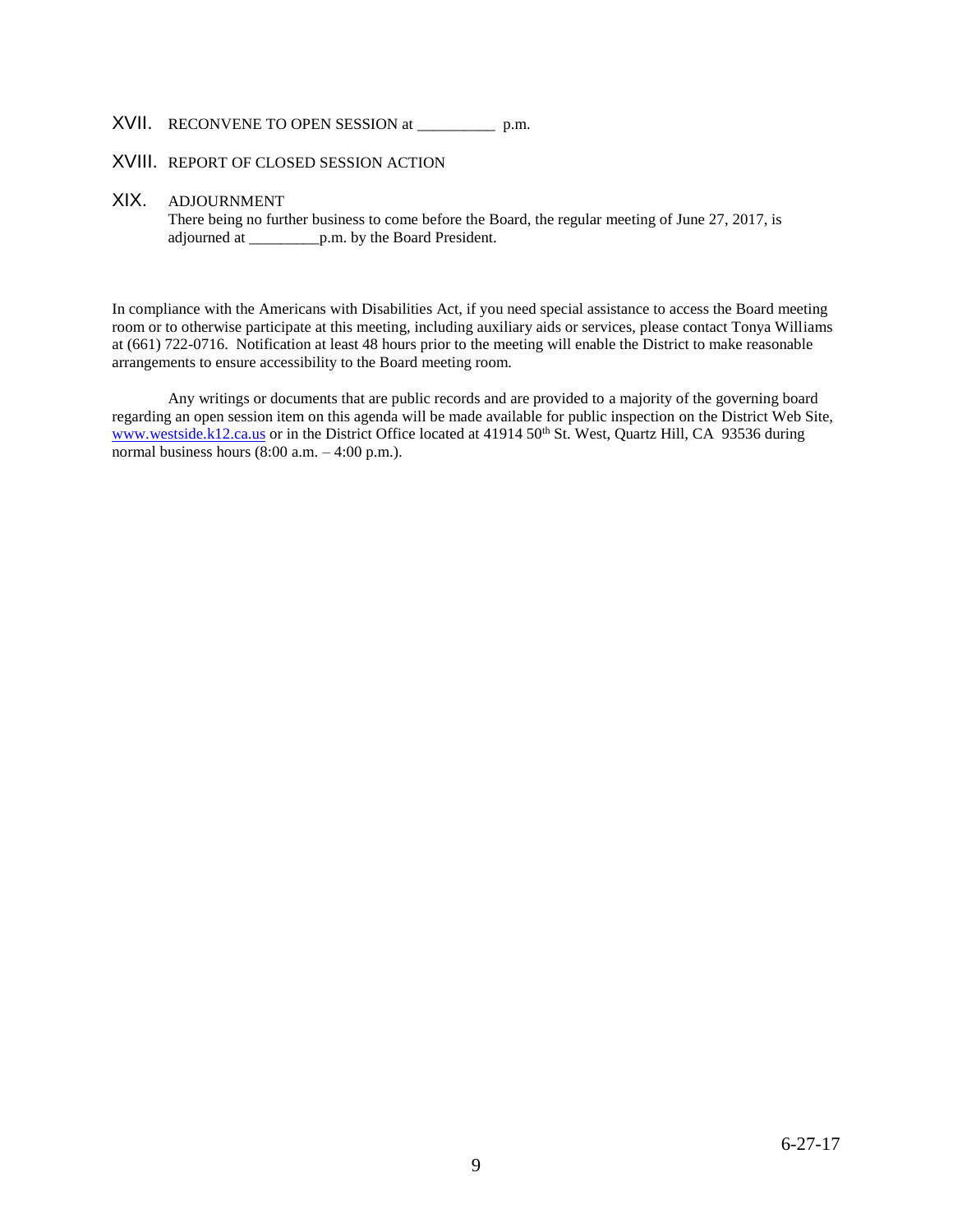XVII. RECONVENE TO OPEN SESSION at __________ p.m.

XVIII. REPORT OF CLOSED SESSION ACTION

XIX. ADJOURNMENT
There being no further business to come before the Board, the regular meeting of June 27, 2017, is adjourned at _________p.m. by the Board President.

In compliance with the Americans with Disabilities Act, if you need special assistance to access the Board meeting room or to otherwise participate at this meeting, including auxiliary aids or services, please contact Tonya Williams at (661) 722-0716. Notification at least 48 hours prior to the meeting will enable the District to make reasonable arrangements to ensure accessibility to the Board meeting room.

Any writings or documents that are public records and are provided to a majority of the governing board regarding an open session item on this agenda will be made available for public inspection on the District Web Site, www.westside.k12.ca.us or in the District Office located at 41914 50th St. West, Quartz Hill, CA 93536 during normal business hours (8:00 a.m. – 4:00 p.m.).